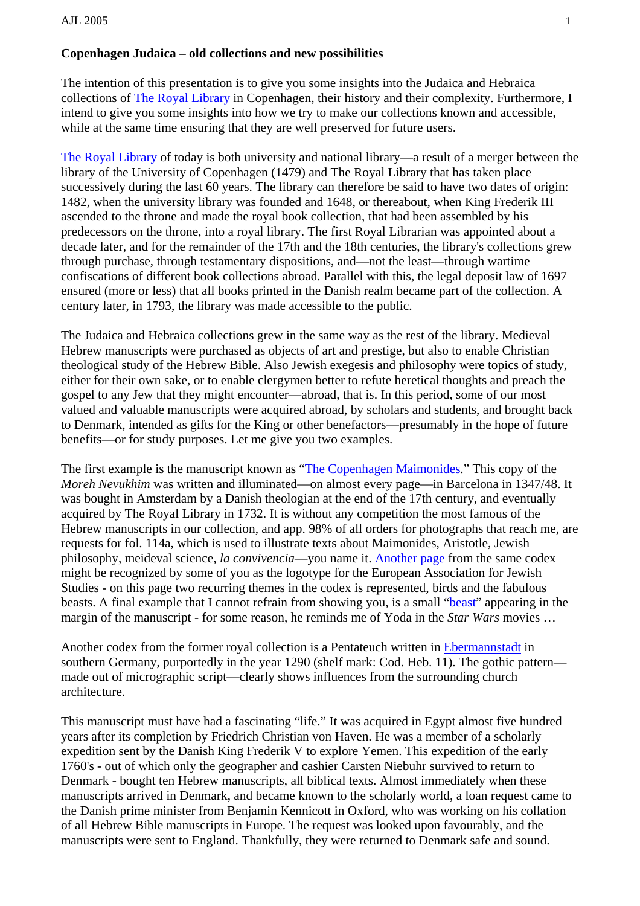**Copenhagen Judaica – old collections and new possibilities**

The intention of this presentation is to give you some insights into the Judaica and Hebraica collections of The Royal Library in Copenhagen, their history and their complexity. Furthermore, I intend to give you some insights into how we try to make our collections known and accessible, while at the same time ensuring that they are well preserved for future users.

The Royal Library of today is both university and national library—a result of a merger between the library of the University of Copenhagen (1479) and The Royal Library that has taken place successively during the last 60 years. The library can therefore be said to have two dates of origin: 1482, when the university library was founded and 1648, or thereabout, when King Frederik III ascended to the throne and made the royal book collection, that had been assembled by his predecessors on the throne, into a royal library. The first Royal Librarian was appointed about a decade later, and for the remainder of the 17th and the 18th centuries, the library's collections grew through purchase, through testamentary dispositions, and—not the least—through wartime confiscations of different book collections abroad. Parallel with this, the legal deposit law of 1697 ensured (more or less) that all books printed in the Danish realm became part of the collection. A century later, in 1793, the library was made accessible to the public.

The Judaica and Hebraica collections grew in the same way as the rest of the library. Medieval Hebrew manuscripts were purchased as objects of art and prestige, but also to enable Christian theological study of the Hebrew Bible. Also Jewish exegesis and philosophy were topics of study, either for their own sake, or to enable clergymen better to refute heretical thoughts and preach the gospel to any Jew that they might encounter—abroad, that is. In this period, some of our most valued and valuable manuscripts were acquired abroad, by scholars and students, and brought back to Denmark, intended as gifts for the King or other benefactors—presumably in the hope of future benefits—or for study purposes. Let me give you two examples.

The first example is the manuscript known as "The Copenhagen Maimonides." This copy of the *Moreh Nevukhim* was written and illuminated—on almost every page—in Barcelona in 1347/48. It was bought in Amsterdam by a Danish theologian at the end of the 17th century, and eventually acquired by The Royal Library in 1732. It is without any competition the most famous of the Hebrew manuscripts in our collection, and app. 98% of all orders for photographs that reach me, are requests for fol. 114a, which is used to illustrate texts about Maimonides, Aristotle, Jewish philosophy, meideval science, *la convivencia*—you name it. Another page from the same codex might be recognized by some of you as the logotype for the European Association for Jewish Studies - on this page two recurring themes in the codex is represented, birds and the fabulous beasts. A final example that I cannot refrain from showing you, is a small "beast" appearing in the margin of the manuscript - for some reason, he reminds me of Yoda in the *Star Wars* movies …

Another codex from the former royal collection is a Pentateuch written in Ebermannstadt in southern Germany, purportedly in the year 1290 (shelf mark: Cod. Heb. 11). The gothic pattern—made out of micrographic script—clearly shows influences from the surrounding church architecture.

This manuscript must have had a fascinating "life." It was acquired in Egypt almost five hundred years after its completion by Friedrich Christian von Haven. He was a member of a scholarly expedition sent by the Danish King Frederik V to explore Yemen. This expedition of the early 1760's - out of which only the geographer and cashier Carsten Niebuhr survived to return to Denmark - bought ten Hebrew manuscripts, all biblical texts. Almost immediately when these manuscripts arrived in Denmark, and became known to the scholarly world, a loan request came to the Danish prime minister from Benjamin Kennicott in Oxford, who was working on his collation of all Hebrew Bible manuscripts in Europe. The request was looked upon favourably, and the manuscripts were sent to England. Thankfully, they were returned to Denmark safe and sound.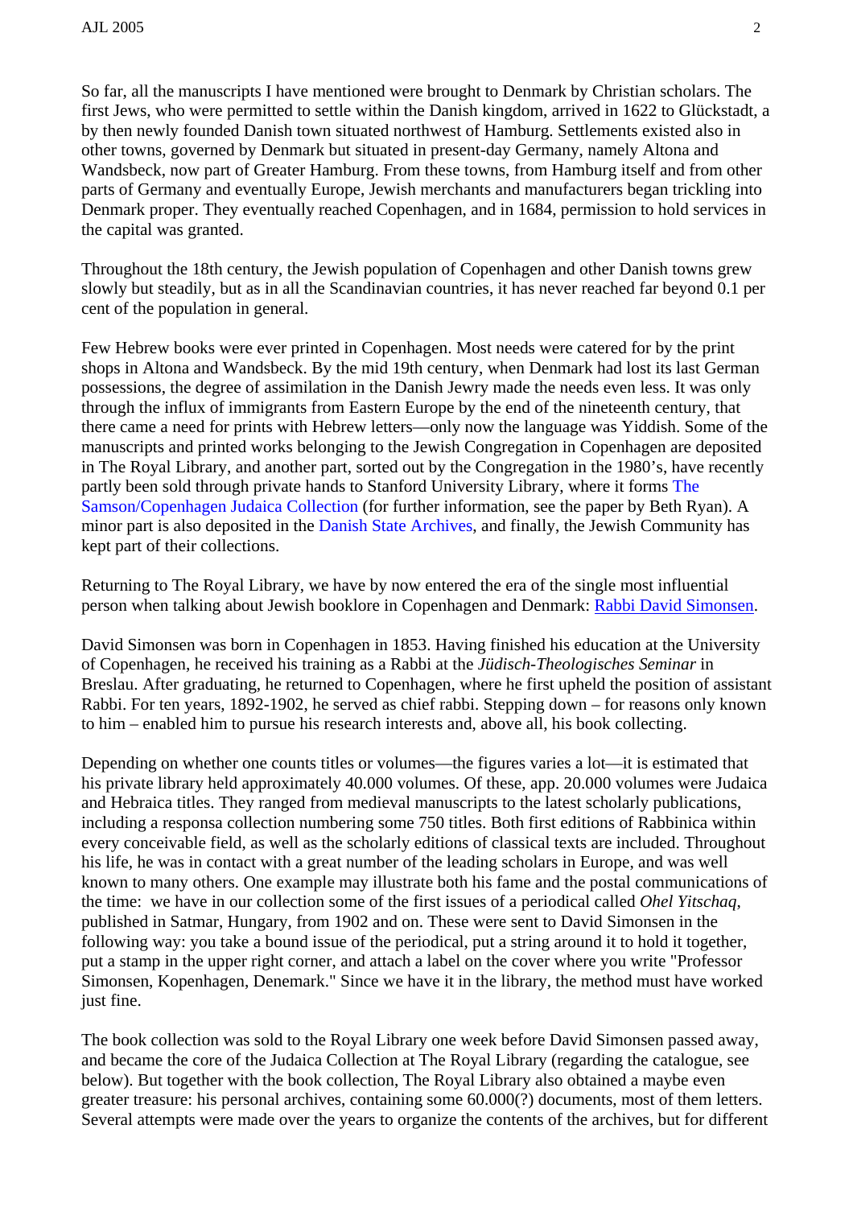So far, all the manuscripts I have mentioned were brought to Denmark by Christian scholars. The first Jews, who were permitted to settle within the Danish kingdom, arrived in 1622 to Glückstadt, a by then newly founded Danish town situated northwest of Hamburg. Settlements existed also in other towns, governed by Denmark but situated in present-day Germany, namely Altona and Wandsbeck, now part of Greater Hamburg. From these towns, from Hamburg itself and from other parts of Germany and eventually Europe, Jewish merchants and manufacturers began trickling into Denmark proper. They eventually reached Copenhagen, and in 1684, permission to hold services in the capital was granted.

Throughout the 18th century, the Jewish population of Copenhagen and other Danish towns grew slowly but steadily, but as in all the Scandinavian countries, it has never reached far beyond 0.1 per cent of the population in general.

Few Hebrew books were ever printed in Copenhagen. Most needs were catered for by the print shops in Altona and Wandsbeck. By the mid 19th century, when Denmark had lost its last German possessions, the degree of assimilation in the Danish Jewry made the needs even less. It was only through the influx of immigrants from Eastern Europe by the end of the nineteenth century, that there came a need for prints with Hebrew letters—only now the language was Yiddish. Some of the manuscripts and printed works belonging to the Jewish Congregation in Copenhagen are deposited in The Royal Library, and another part, sorted out by the Congregation in the 1980's, have recently partly been sold through private hands to Stanford University Library, where it forms The Samson/Copenhagen Judaica Collection (for further information, see the paper by Beth Ryan). A minor part is also deposited in the Danish State Archives, and finally, the Jewish Community has kept part of their collections.

Returning to The Royal Library, we have by now entered the era of the single most influential person when talking about Jewish booklore in Copenhagen and Denmark: Rabbi David Simonsen.

David Simonsen was born in Copenhagen in 1853. Having finished his education at the University of Copenhagen, he received his training as a Rabbi at the *Jüdisch-Theologisches Seminar* in Breslau. After graduating, he returned to Copenhagen, where he first upheld the position of assistant Rabbi. For ten years, 1892-1902, he served as chief rabbi. Stepping down – for reasons only known to him – enabled him to pursue his research interests and, above all, his book collecting.

Depending on whether one counts titles or volumes—the figures varies a lot—it is estimated that his private library held approximately 40.000 volumes. Of these, app. 20.000 volumes were Judaica and Hebraica titles. They ranged from medieval manuscripts to the latest scholarly publications, including a responsa collection numbering some 750 titles. Both first editions of Rabbinica within every conceivable field, as well as the scholarly editions of classical texts are included. Throughout his life, he was in contact with a great number of the leading scholars in Europe, and was well known to many others. One example may illustrate both his fame and the postal communications of the time: we have in our collection some of the first issues of a periodical called *Ohel Yitschaq*, published in Satmar, Hungary, from 1902 and on. These were sent to David Simonsen in the following way: you take a bound issue of the periodical, put a string around it to hold it together, put a stamp in the upper right corner, and attach a label on the cover where you write "Professor Simonsen, Kopenhagen, Denemark." Since we have it in the library, the method must have worked just fine.

The book collection was sold to the Royal Library one week before David Simonsen passed away, and became the core of the Judaica Collection at The Royal Library (regarding the catalogue, see below). But together with the book collection, The Royal Library also obtained a maybe even greater treasure: his personal archives, containing some 60.000(?) documents, most of them letters. Several attempts were made over the years to organize the contents of the archives, but for different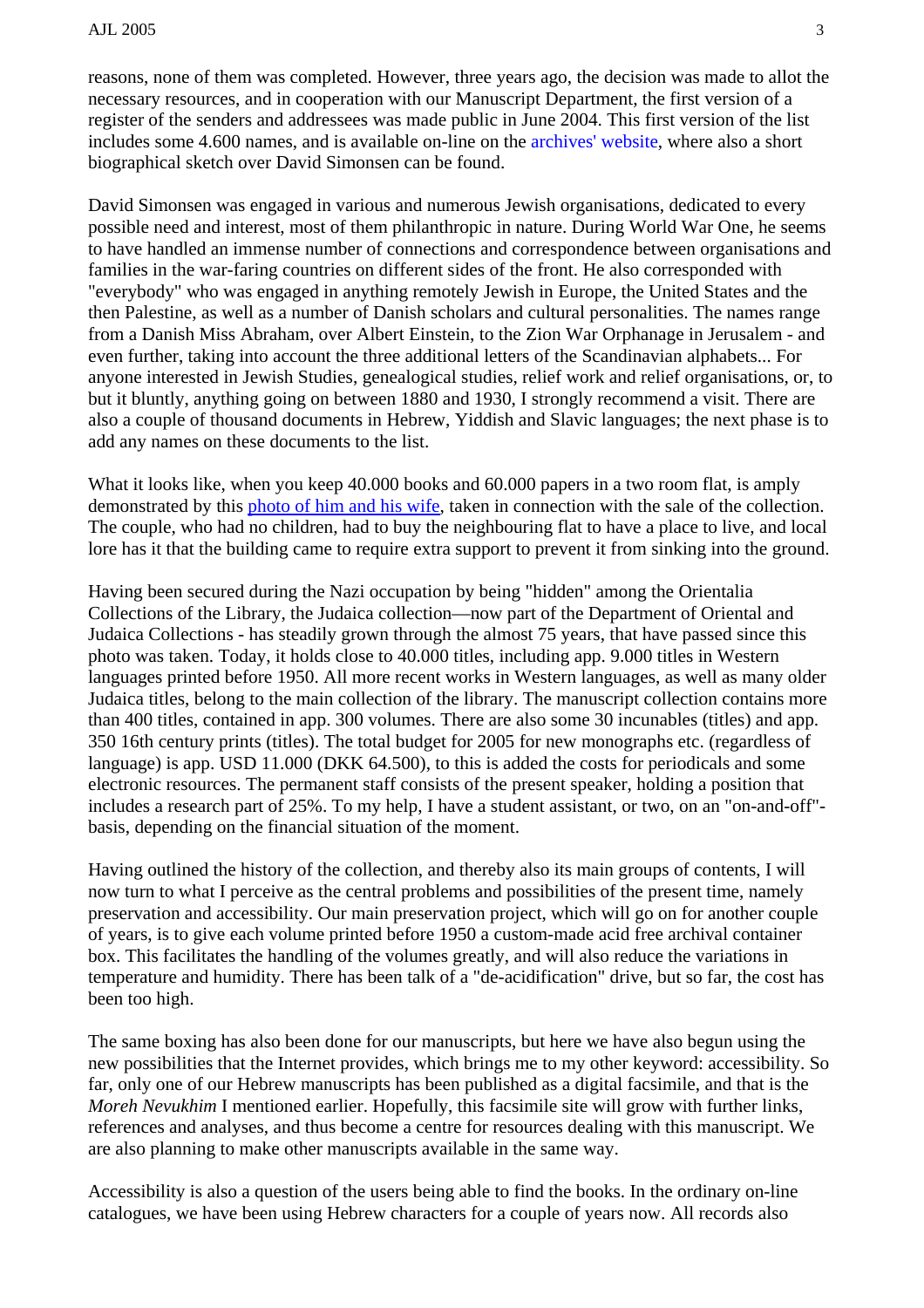reasons, none of them was completed. However, three years ago, the decision was made to allot the necessary resources, and in cooperation with our Manuscript Department, the first version of a register of the senders and addressees was made public in June 2004. This first version of the list includes some 4.600 names, and is available on-line on the archives' website, where also a short biographical sketch over David Simonsen can be found.

David Simonsen was engaged in various and numerous Jewish organisations, dedicated to every possible need and interest, most of them philanthropic in nature. During World War One, he seems to have handled an immense number of connections and correspondence between organisations and families in the war-faring countries on different sides of the front. He also corresponded with "everybody" who was engaged in anything remotely Jewish in Europe, the United States and the then Palestine, as well as a number of Danish scholars and cultural personalities. The names range from a Danish Miss Abraham, over Albert Einstein, to the Zion War Orphanage in Jerusalem - and even further, taking into account the three additional letters of the Scandinavian alphabets... For anyone interested in Jewish Studies, genealogical studies, relief work and relief organisations, or, to but it bluntly, anything going on between 1880 and 1930, I strongly recommend a visit. There are also a couple of thousand documents in Hebrew, Yiddish and Slavic languages; the next phase is to add any names on these documents to the list.

What it looks like, when you keep 40.000 books and 60.000 papers in a two room flat, is amply demonstrated by this photo of him and his wife, taken in connection with the sale of the collection. The couple, who had no children, had to buy the neighbouring flat to have a place to live, and local lore has it that the building came to require extra support to prevent it from sinking into the ground.

Having been secured during the Nazi occupation by being "hidden" among the Orientalia Collections of the Library, the Judaica collection—now part of the Department of Oriental and Judaica Collections - has steadily grown through the almost 75 years, that have passed since this photo was taken. Today, it holds close to 40.000 titles, including app. 9.000 titles in Western languages printed before 1950. All more recent works in Western languages, as well as many older Judaica titles, belong to the main collection of the library. The manuscript collection contains more than 400 titles, contained in app. 300 volumes. There are also some 30 incunables (titles) and app. 350 16th century prints (titles). The total budget for 2005 for new monographs etc. (regardless of language) is app. USD 11.000 (DKK 64.500), to this is added the costs for periodicals and some electronic resources. The permanent staff consists of the present speaker, holding a position that includes a research part of 25%. To my help, I have a student assistant, or two, on an "on-and-off"-basis, depending on the financial situation of the moment.

Having outlined the history of the collection, and thereby also its main groups of contents, I will now turn to what I perceive as the central problems and possibilities of the present time, namely preservation and accessibility. Our main preservation project, which will go on for another couple of years, is to give each volume printed before 1950 a custom-made acid free archival container box. This facilitates the handling of the volumes greatly, and will also reduce the variations in temperature and humidity. There has been talk of a "de-acidification" drive, but so far, the cost has been too high.

The same boxing has also been done for our manuscripts, but here we have also begun using the new possibilities that the Internet provides, which brings me to my other keyword: accessibility. So far, only one of our Hebrew manuscripts has been published as a digital facsimile, and that is the *Moreh Nevukhim* I mentioned earlier. Hopefully, this facsimile site will grow with further links, references and analyses, and thus become a centre for resources dealing with this manuscript. We are also planning to make other manuscripts available in the same way.

Accessibility is also a question of the users being able to find the books. In the ordinary on-line catalogues, we have been using Hebrew characters for a couple of years now. All records also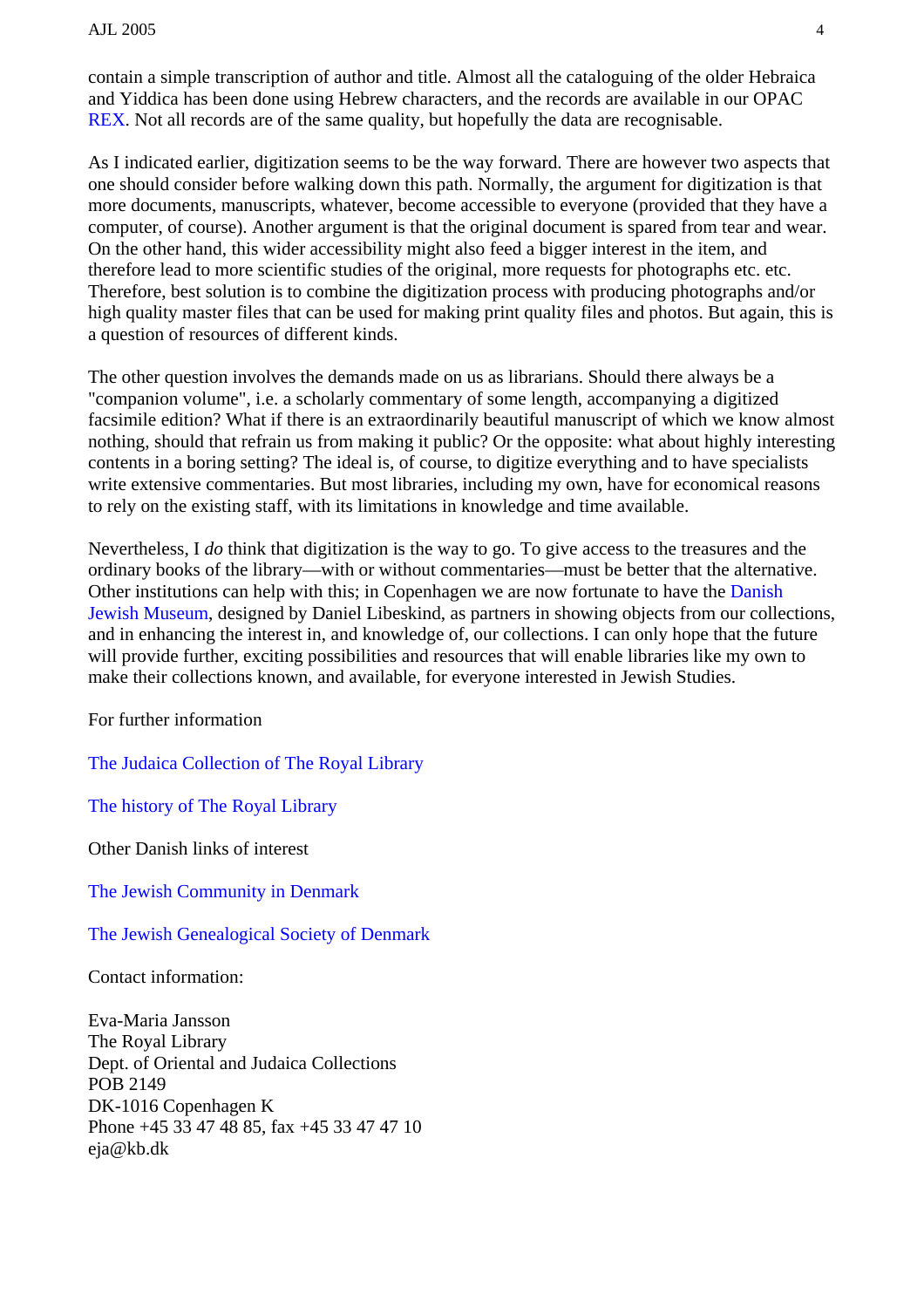contain a simple transcription of author and title. Almost all the cataloguing of the older Hebraica and Yiddica has been done using Hebrew characters, and the records are available in our OPAC REX. Not all records are of the same quality, but hopefully the data are recognisable.

As I indicated earlier, digitization seems to be the way forward. There are however two aspects that one should consider before walking down this path. Normally, the argument for digitization is that more documents, manuscripts, whatever, become accessible to everyone (provided that they have a computer, of course). Another argument is that the original document is spared from tear and wear. On the other hand, this wider accessibility might also feed a bigger interest in the item, and therefore lead to more scientific studies of the original, more requests for photographs etc. etc. Therefore, best solution is to combine the digitization process with producing photographs and/or high quality master files that can be used for making print quality files and photos. But again, this is a question of resources of different kinds.

The other question involves the demands made on us as librarians. Should there always be a "companion volume", i.e. a scholarly commentary of some length, accompanying a digitized facsimile edition? What if there is an extraordinarily beautiful manuscript of which we know almost nothing, should that refrain us from making it public? Or the opposite: what about highly interesting contents in a boring setting? The ideal is, of course, to digitize everything and to have specialists write extensive commentaries. But most libraries, including my own, have for economical reasons to rely on the existing staff, with its limitations in knowledge and time available.

Nevertheless, I *do* think that digitization is the way to go. To give access to the treasures and the ordinary books of the library—with or without commentaries—must be better that the alternative. Other institutions can help with this; in Copenhagen we are now fortunate to have the Danish Jewish Museum, designed by Daniel Libeskind, as partners in showing objects from our collections, and in enhancing the interest in, and knowledge of, our collections. I can only hope that the future will provide further, exciting possibilities and resources that will enable libraries like my own to make their collections known, and available, for everyone interested in Jewish Studies.

For further information

The Judaica Collection of The Royal Library

The history of The Royal Library

Other Danish links of interest

The Jewish Community in Denmark

The Jewish Genealogical Society of Denmark

Contact information:

Eva-Maria Jansson  
The Royal Library  
Dept. of Oriental and Judaica Collections  
POB 2149  
DK-1016 Copenhagen K  
Phone +45 33 47 48 85, fax +45 33 47 47 10  
eja@kb.dk